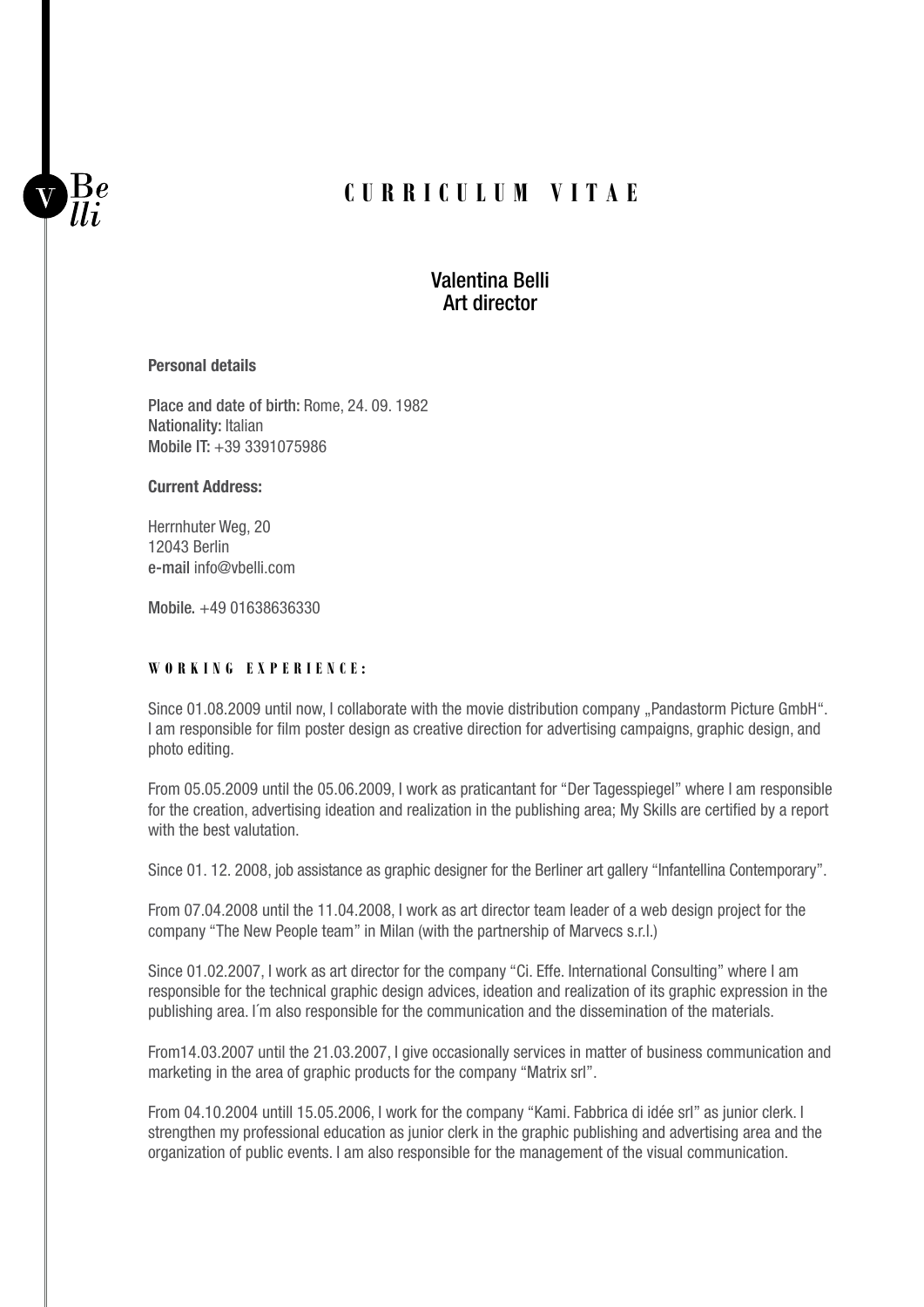V Be lli

# CURRICULUM VITAE

## Valentina Belli
## Art director

**Personal details**

**Place and date of birth:** Rome, 24. 09. 1982
**Nationality:** Italian
**Mobile IT:** +39 3391075986

**Current Address:**

Herrnhuter Weg, 20
12043 Berlin
**e-mail** info@vbelli.com

**Mobile.** +49 01638636330

### WORKING EXPERIENCE:

Since 01.08.2009 until now, I collaborate with the movie distribution company „Pandastorm Picture GmbH". I am responsible for film poster design as creative direction for advertising campaigns, graphic design, and photo editing.

From 05.05.2009 until the 05.06.2009, I work as praticantant for "Der Tagesspiegel" where I am responsible for the creation, advertising ideation and realization in the publishing area; My Skills are certified by a report with the best valutation.

Since 01. 12. 2008, job assistance as graphic designer for the Berliner art gallery "Infantellina Contemporary".

From 07.04.2008 until the 11.04.2008, I work as art director team leader of a web design project for the company "The New People team" in Milan (with the partnership of Marvecs s.r.l.)

Since 01.02.2007, I work as art director for the company "Ci. Effe. International Consulting" where I am responsible for the technical graphic design advices, ideation and realization of its graphic expression in the publishing area. I´m also responsible for the communication and the dissemination of the materials.

From14.03.2007 until the 21.03.2007, I give occasionally services in matter of business communication and marketing in the area of graphic products for the company "Matrix srl".

From 04.10.2004 untill 15.05.2006, I work for the company "Kami. Fabbrica di idée srl" as junior clerk. I strengthen my professional education as junior clerk in the graphic publishing and advertising area and the organization of public events. I am also responsible for the management of the visual communication.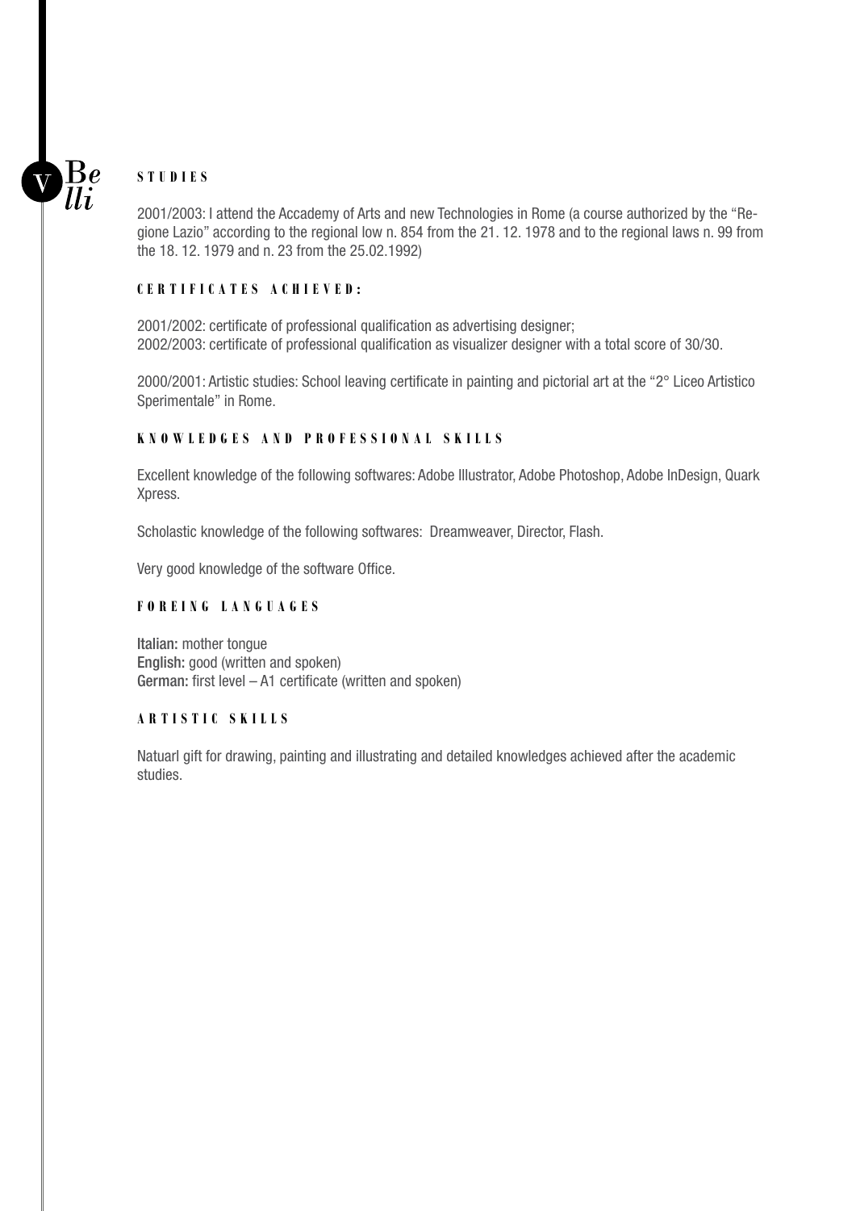## STUDIES

2001/2003: I attend the Accademy of Arts and new Technologies in Rome (a course authorized by the "Regione Lazio" according to the regional low n. 854 from the 21. 12. 1978 and to the regional laws n. 99 from the 18. 12. 1979 and n. 23 from the 25.02.1992)

### CERTIFICATES ACHIEVED:

2001/2002: certificate of professional qualification as advertising designer;
2002/2003: certificate of professional qualification as visualizer designer with a total score of 30/30.

2000/2001: Artistic studies: School leaving certificate in painting and pictorial art at the "2° Liceo Artistico Sperimentale" in Rome.

## KNOWLEDGES AND PROFESSIONAL SKILLS

Excellent knowledge of the following softwares: Adobe Illustrator, Adobe Photoshop, Adobe InDesign, Quark Xpress.

Scholastic knowledge of the following softwares: Dreamweaver, Director, Flash.

Very good knowledge of the software Office.

## FOREING LANGUAGES

**Italian:** mother tongue
**English:** good (written and spoken)
**German:** first level – A1 certificate (written and spoken)

## ARTISTIC SKILLS

Natuarl gift for drawing, painting and illustrating and detailed knowledges achieved after the academic studies.